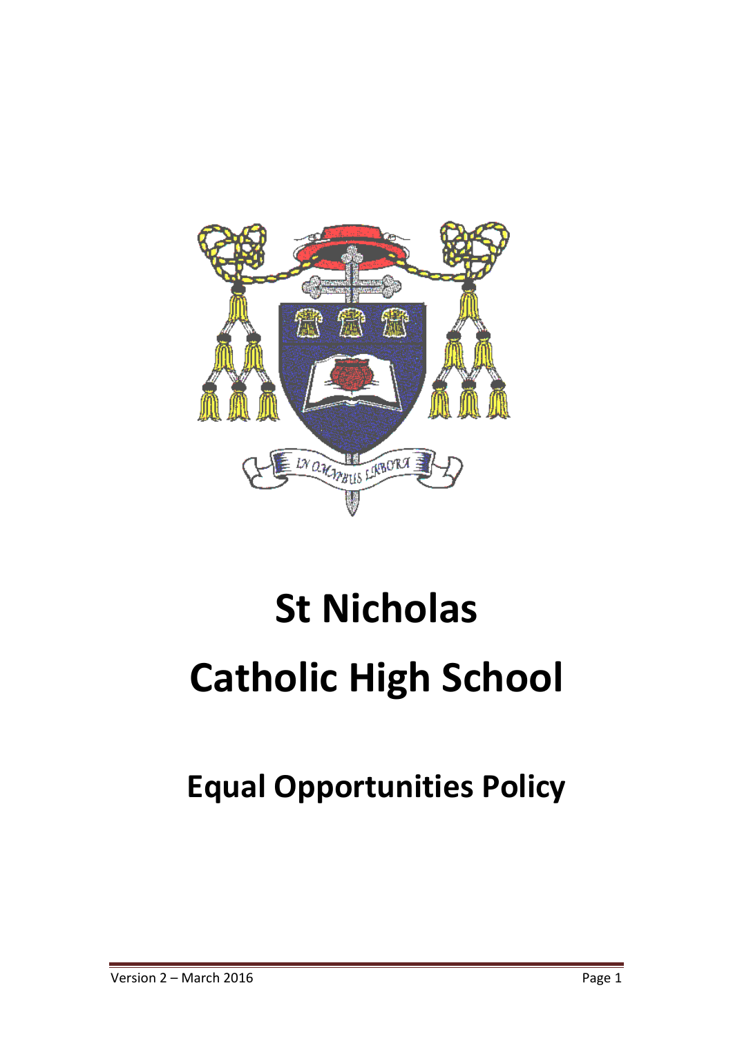# St Nicholas Catholic High School

## Equal Opportunities Policy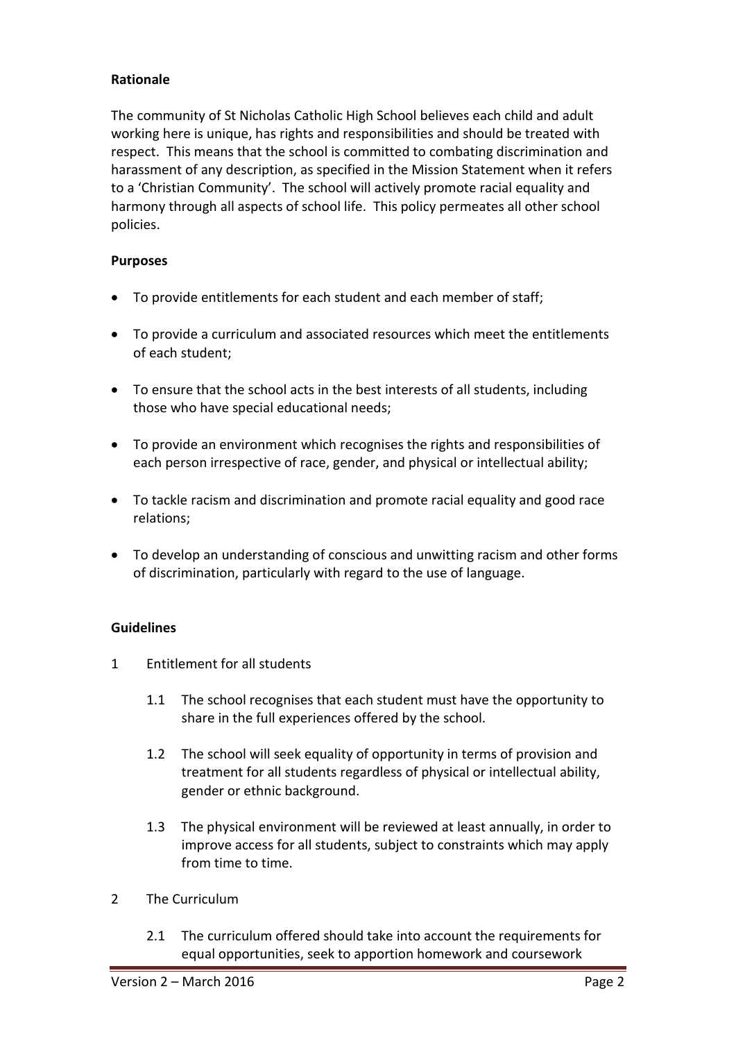**Rationale**

The community of St Nicholas Catholic High School believes each child and adult working here is unique, has rights and responsibilities and should be treated with respect. This means that the school is committed to combating discrimination and harassment of any description, as specified in the Mission Statement when it refers to a 'Christian Community'. The school will actively promote racial equality and harmony through all aspects of school life. This policy permeates all other school policies.

**Purposes**

- To provide entitlements for each student and each member of staff;
- To provide a curriculum and associated resources which meet the entitlements of each student;
- To ensure that the school acts in the best interests of all students, including those who have special educational needs;
- To provide an environment which recognises the rights and responsibilities of each person irrespective of race, gender, and physical or intellectual ability;
- To tackle racism and discrimination and promote racial equality and good race relations;
- To develop an understanding of conscious and unwitting racism and other forms of discrimination, particularly with regard to the use of language.

**Guidelines**

1 Entitlement for all students

  1.1 The school recognises that each student must have the opportunity to share in the full experiences offered by the school.

  1.2 The school will seek equality of opportunity in terms of provision and treatment for all students regardless of physical or intellectual ability, gender or ethnic background.

  1.3 The physical environment will be reviewed at least annually, in order to improve access for all students, subject to constraints which may apply from time to time.

2 The Curriculum

  2.1 The curriculum offered should take into account the requirements for equal opportunities, seek to apportion homework and coursework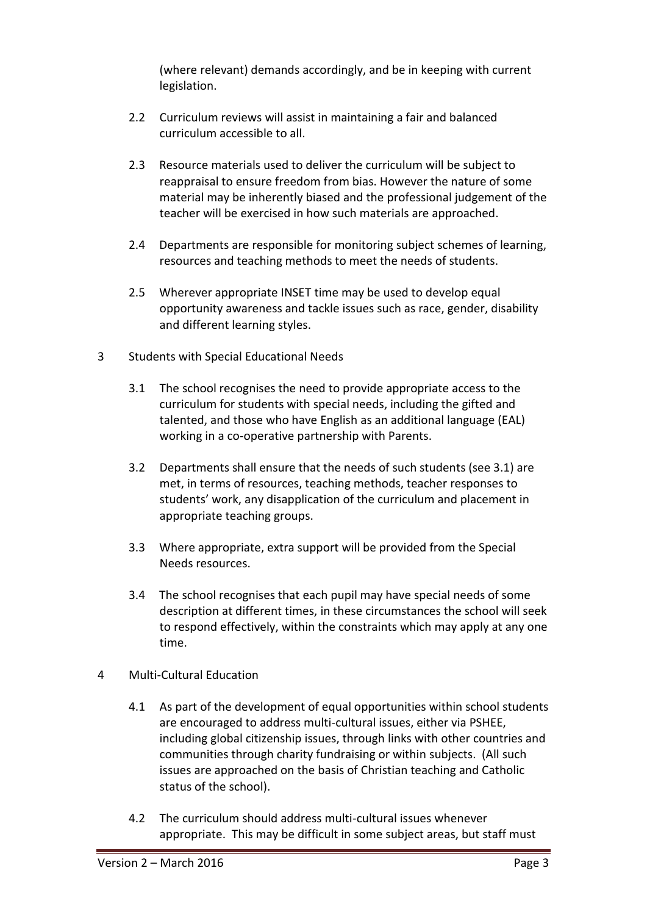(where relevant) demands accordingly, and be in keeping with current legislation.

2.2 Curriculum reviews will assist in maintaining a fair and balanced curriculum accessible to all.

2.3 Resource materials used to deliver the curriculum will be subject to reappraisal to ensure freedom from bias. However the nature of some material may be inherently biased and the professional judgement of the teacher will be exercised in how such materials are approached.

2.4 Departments are responsible for monitoring subject schemes of learning, resources and teaching methods to meet the needs of students.

2.5 Wherever appropriate INSET time may be used to develop equal opportunity awareness and tackle issues such as race, gender, disability and different learning styles.

3 Students with Special Educational Needs

3.1 The school recognises the need to provide appropriate access to the curriculum for students with special needs, including the gifted and talented, and those who have English as an additional language (EAL) working in a co-operative partnership with Parents.

3.2 Departments shall ensure that the needs of such students (see 3.1) are met, in terms of resources, teaching methods, teacher responses to students' work, any disapplication of the curriculum and placement in appropriate teaching groups.

3.3 Where appropriate, extra support will be provided from the Special Needs resources.

3.4 The school recognises that each pupil may have special needs of some description at different times, in these circumstances the school will seek to respond effectively, within the constraints which may apply at any one time.

4 Multi-Cultural Education

4.1 As part of the development of equal opportunities within school students are encouraged to address multi-cultural issues, either via PSHEE, including global citizenship issues, through links with other countries and communities through charity fundraising or within subjects. (All such issues are approached on the basis of Christian teaching and Catholic status of the school).

4.2 The curriculum should address multi-cultural issues whenever appropriate. This may be difficult in some subject areas, but staff must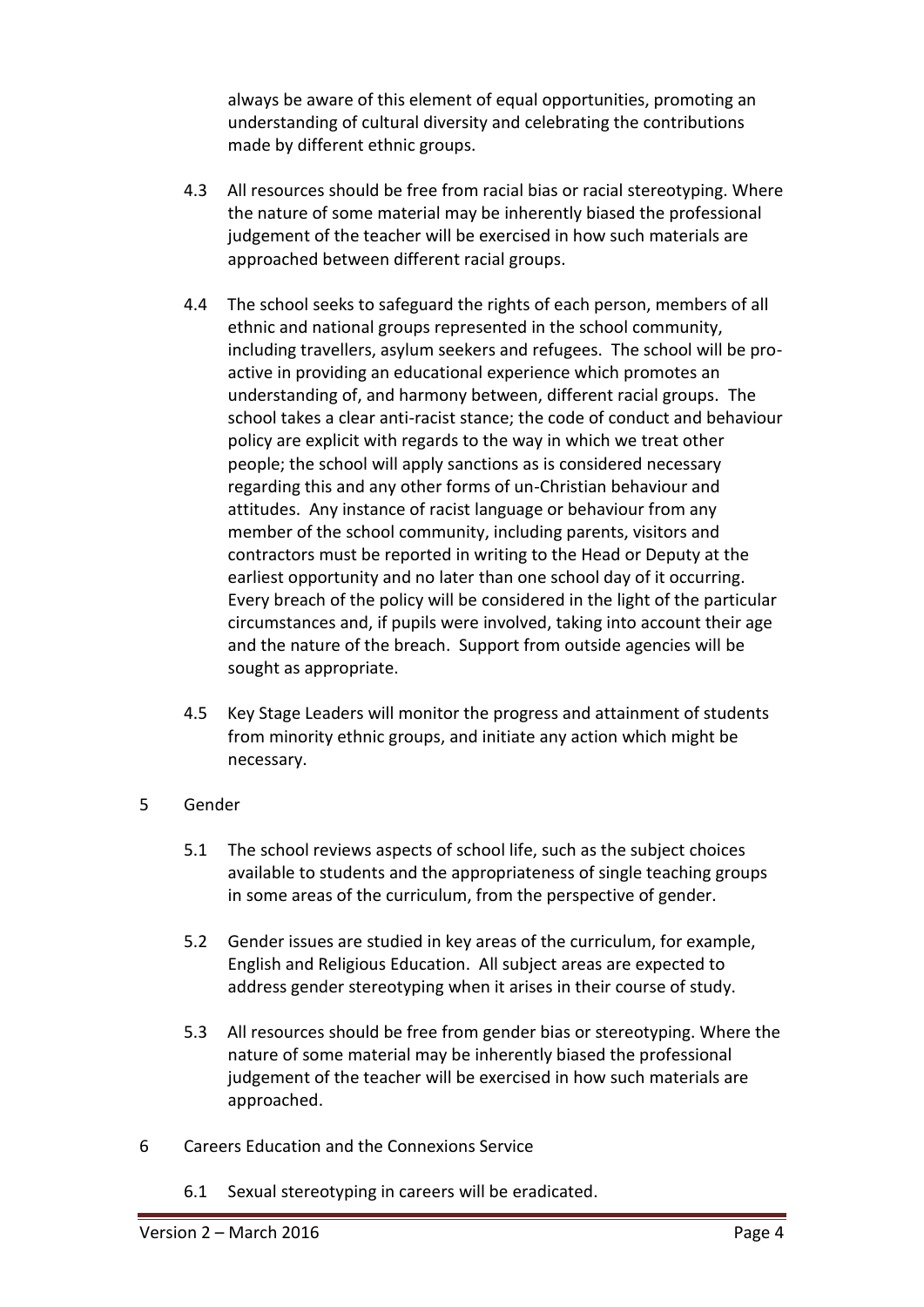always be aware of this element of equal opportunities, promoting an understanding of cultural diversity and celebrating the contributions made by different ethnic groups.

4.3 All resources should be free from racial bias or racial stereotyping. Where the nature of some material may be inherently biased the professional judgement of the teacher will be exercised in how such materials are approached between different racial groups.

4.4 The school seeks to safeguard the rights of each person, members of all ethnic and national groups represented in the school community, including travellers, asylum seekers and refugees. The school will be pro-active in providing an educational experience which promotes an understanding of, and harmony between, different racial groups. The school takes a clear anti-racist stance; the code of conduct and behaviour policy are explicit with regards to the way in which we treat other people; the school will apply sanctions as is considered necessary regarding this and any other forms of un-Christian behaviour and attitudes. Any instance of racist language or behaviour from any member of the school community, including parents, visitors and contractors must be reported in writing to the Head or Deputy at the earliest opportunity and no later than one school day of it occurring. Every breach of the policy will be considered in the light of the particular circumstances and, if pupils were involved, taking into account their age and the nature of the breach. Support from outside agencies will be sought as appropriate.

4.5 Key Stage Leaders will monitor the progress and attainment of students from minority ethnic groups, and initiate any action which might be necessary.

## 5 Gender

5.1 The school reviews aspects of school life, such as the subject choices available to students and the appropriateness of single teaching groups in some areas of the curriculum, from the perspective of gender.

5.2 Gender issues are studied in key areas of the curriculum, for example, English and Religious Education. All subject areas are expected to address gender stereotyping when it arises in their course of study.

5.3 All resources should be free from gender bias or stereotyping. Where the nature of some material may be inherently biased the professional judgement of the teacher will be exercised in how such materials are approached.

## 6 Careers Education and the Connexions Service

6.1 Sexual stereotyping in careers will be eradicated.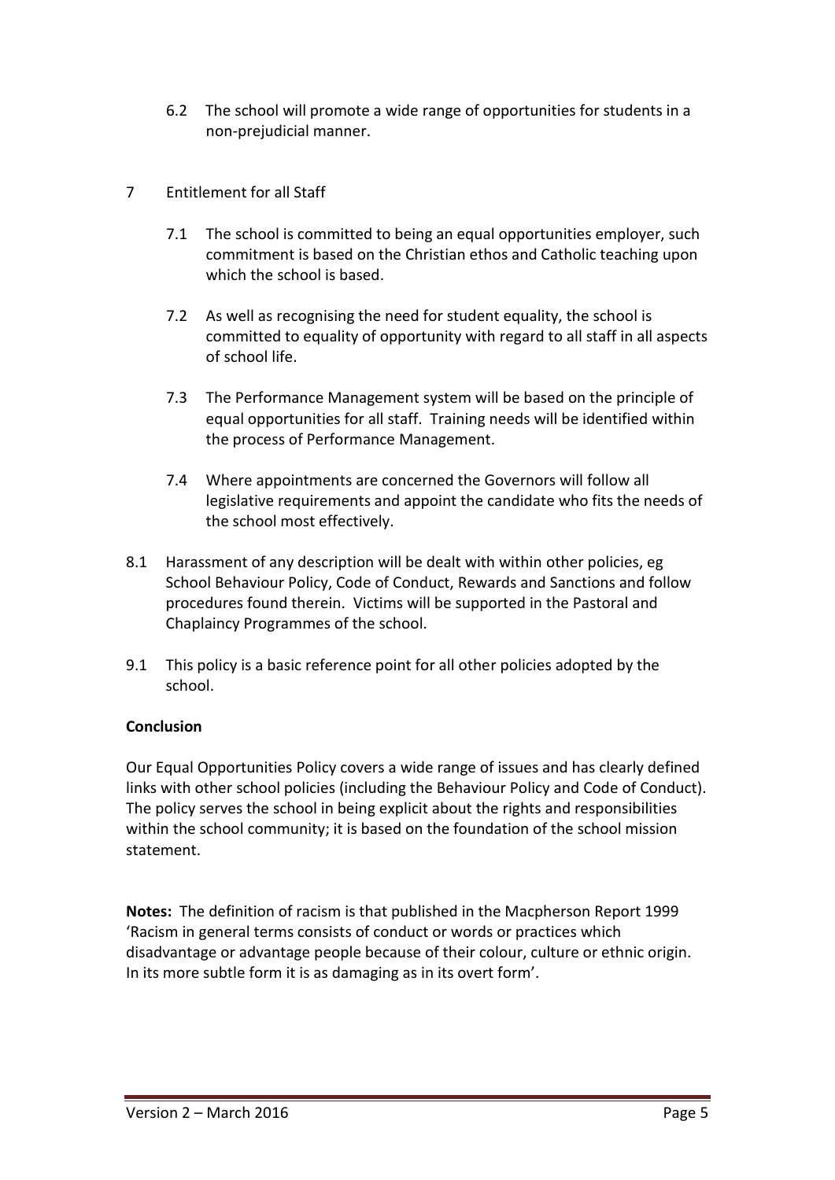6.2 The school will promote a wide range of opportunities for students in a non-prejudicial manner.

7 Entitlement for all Staff

7.1 The school is committed to being an equal opportunities employer, such commitment is based on the Christian ethos and Catholic teaching upon which the school is based.

7.2 As well as recognising the need for student equality, the school is committed to equality of opportunity with regard to all staff in all aspects of school life.

7.3 The Performance Management system will be based on the principle of equal opportunities for all staff. Training needs will be identified within the process of Performance Management.

7.4 Where appointments are concerned the Governors will follow all legislative requirements and appoint the candidate who fits the needs of the school most effectively.

8.1 Harassment of any description will be dealt with within other policies, eg School Behaviour Policy, Code of Conduct, Rewards and Sanctions and follow procedures found therein. Victims will be supported in the Pastoral and Chaplaincy Programmes of the school.

9.1 This policy is a basic reference point for all other policies adopted by the school.

**Conclusion**

Our Equal Opportunities Policy covers a wide range of issues and has clearly defined links with other school policies (including the Behaviour Policy and Code of Conduct). The policy serves the school in being explicit about the rights and responsibilities within the school community; it is based on the foundation of the school mission statement.

**Notes:** The definition of racism is that published in the Macpherson Report 1999 'Racism in general terms consists of conduct or words or practices which disadvantage or advantage people because of their colour, culture or ethnic origin. In its more subtle form it is as damaging as in its overt form'.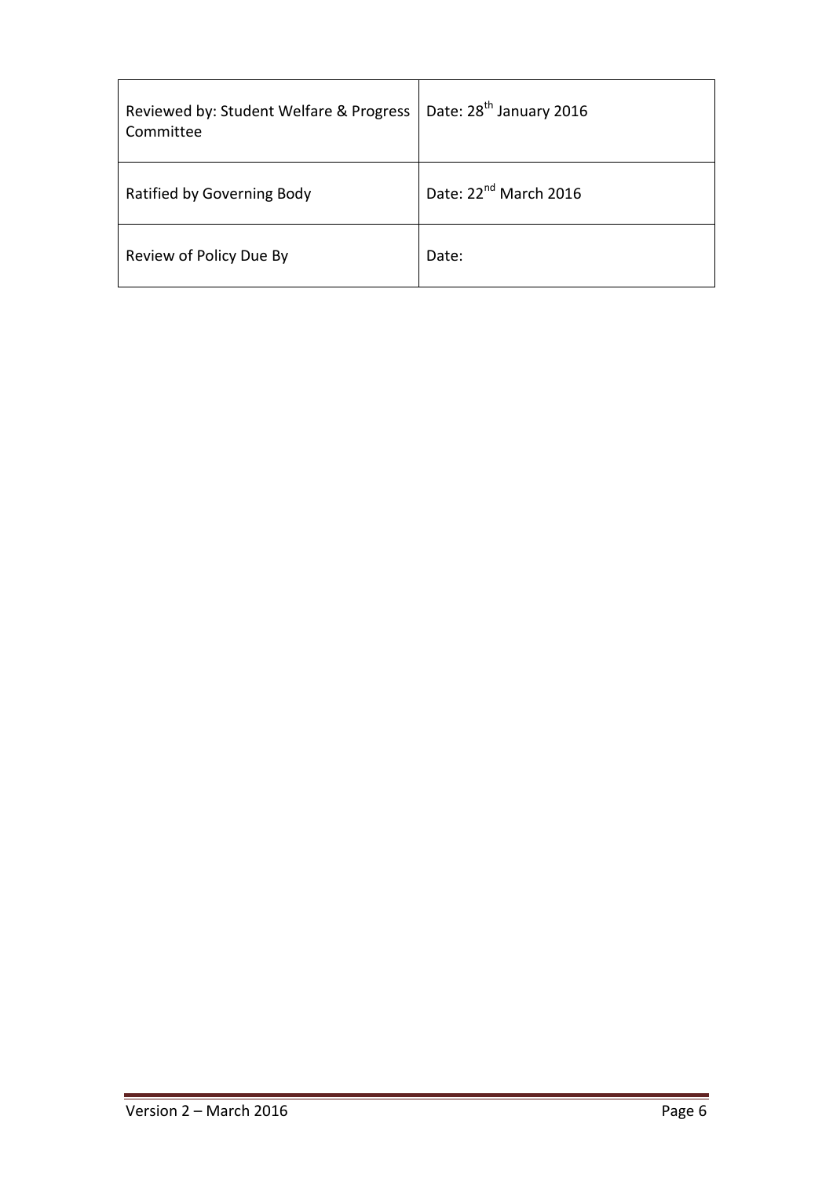| | |
|---|---|
| Reviewed by: Student Welfare & Progress Committee | Date: 28th January 2016 |
| Ratified by Governing Body | Date: 22nd March 2016 |
| Review of Policy Due By | Date: |